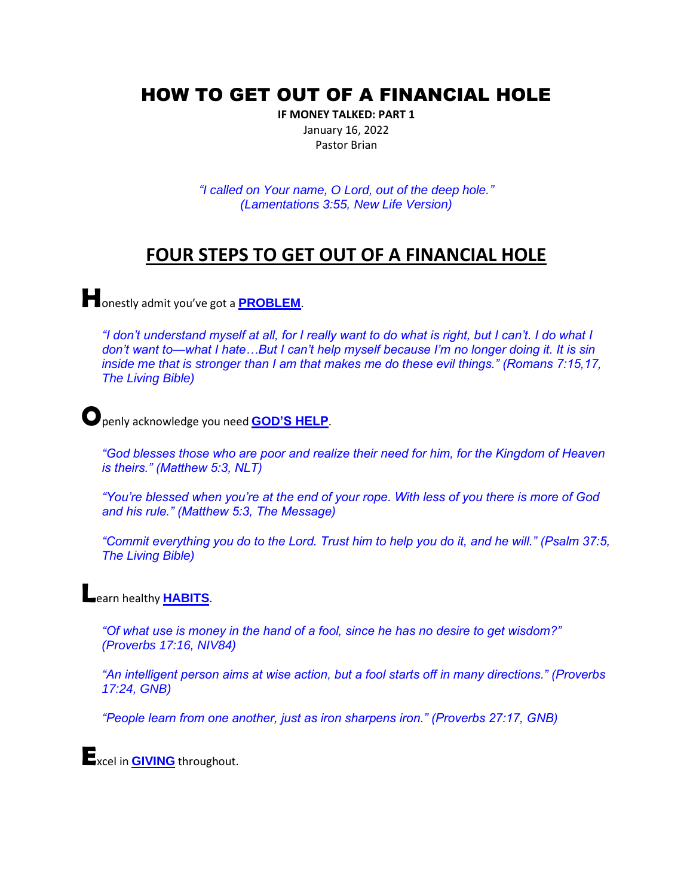# HOW TO GET OUT OF A FINANCIAL HOLE

**IF MONEY TALKED: PART 1**

January 16, 2022

Pastor Brian

*"I called on Your name, O Lord, out of the deep hole." (Lamentations 3:55, New Life Version)*

## FOUR STEPS TO GET OUT OF A FINANCIAL HOLE

**H**onestly admit you've got a **PROBLEM**.

*"I don't understand myself at all, for I really want to do what is right, but I can't. I do what I don't want to—what I hate…But I can't help myself because I'm no longer doing it. It is sin inside me that is stronger than I am that makes me do these evil things." (Romans 7:15,17, The Living Bible)*

**O**penly acknowledge you need **GOD'S HELP**.

*"God blesses those who are poor and realize their need for him, for the Kingdom of Heaven is theirs." (Matthew 5:3, NLT)*

*"You're blessed when you're at the end of your rope. With less of you there is more of God and his rule." (Matthew 5:3, The Message)*

*"Commit everything you do to the Lord. Trust him to help you do it, and he will." (Psalm 37:5, The Living Bible)*

**L**earn healthy **HABITS**.

*"Of what use is money in the hand of a fool, since he has no desire to get wisdom?" (Proverbs 17:16, NIV84)*

*"An intelligent person aims at wise action, but a fool starts off in many directions." (Proverbs 17:24, GNB)*

*"People learn from one another, just as iron sharpens iron." (Proverbs 27:17, GNB)*

**E**xcel in **GIVING** throughout.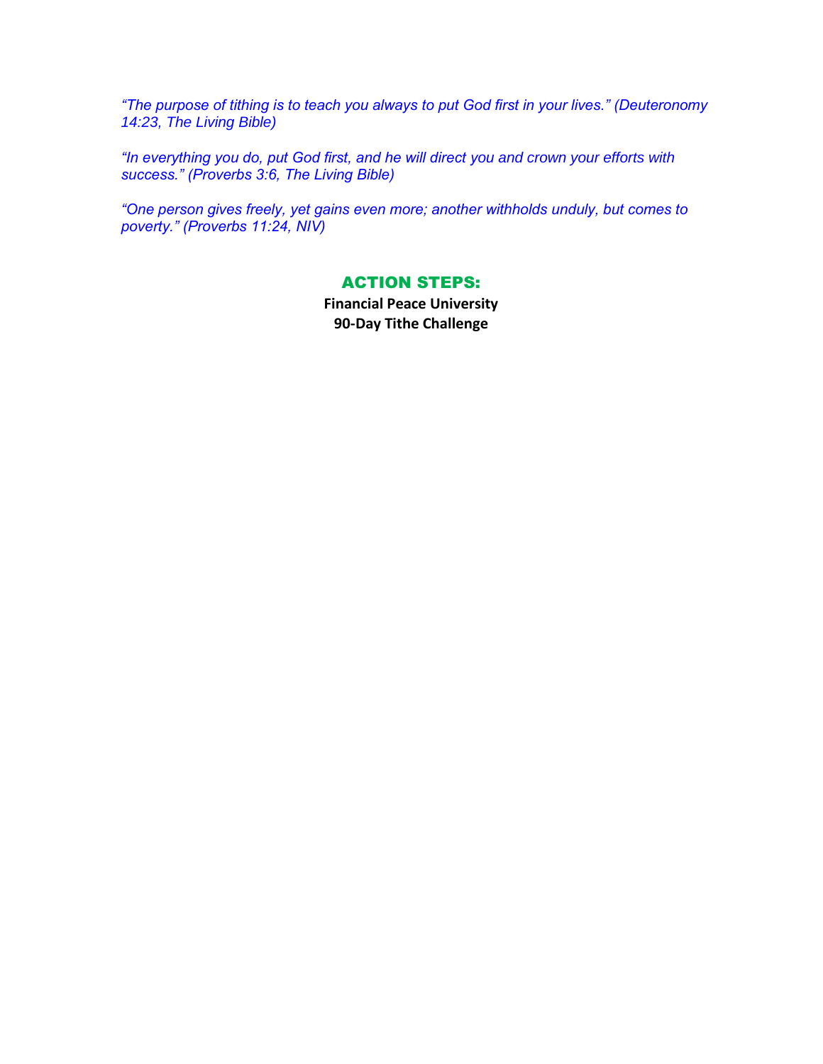*“The purpose of tithing is to teach you always to put God first in your lives.” (Deuteronomy 14:23, The Living Bible)*

*“In everything you do, put God first, and he will direct you and crown your efforts with success.” (Proverbs 3:6, The Living Bible)*

*“One person gives freely, yet gains even more; another withholds unduly, but comes to poverty.” (Proverbs 11:24, NIV)*

## ACTION STEPS:

**Financial Peace University**
**90-Day Tithe Challenge**